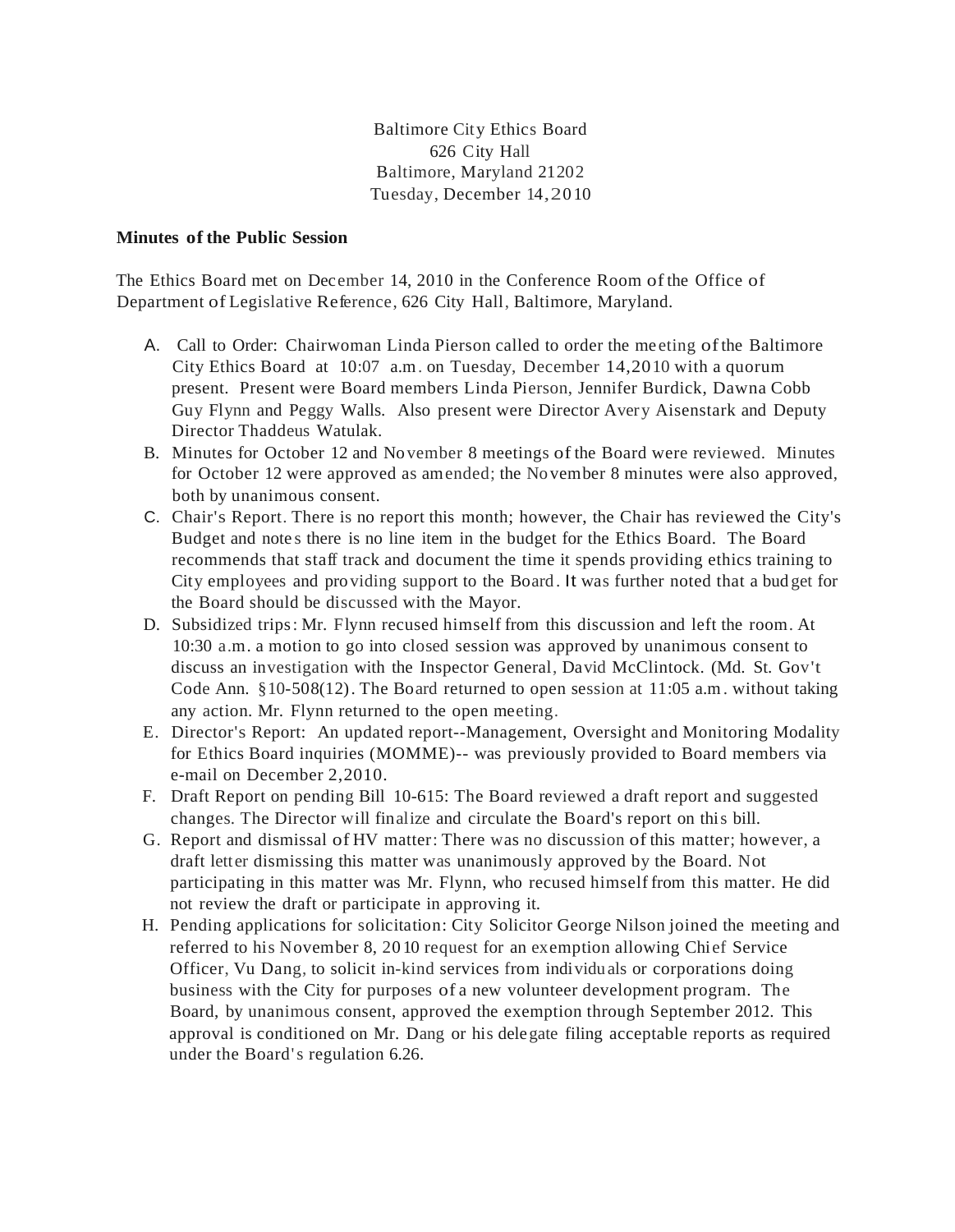Baltimore City Ethics Board
626 City Hall
Baltimore, Maryland 21202
Tuesday, December 14, 2010

**Minutes of the Public Session**

The Ethics Board met on December 14, 2010 in the Conference Room of the Office of Department of Legislative Reference, 626 City Hall, Baltimore, Maryland.

A. Call to Order: Chairwoman Linda Pierson called to order the meeting of the Baltimore City Ethics Board at 10:07 a.m. on Tuesday, December 14, 2010 with a quorum present. Present were Board members Linda Pierson, Jennifer Burdick, Dawna Cobb Guy Flynn and Peggy Walls. Also present were Director Avery Aisenstark and Deputy Director Thaddeus Watulak.

B. Minutes for October 12 and November 8 meetings of the Board were reviewed. Minutes for October 12 were approved as amended; the November 8 minutes were also approved, both by unanimous consent.

C. Chair's Report. There is no report this month; however, the Chair has reviewed the City's Budget and notes there is no line item in the budget for the Ethics Board. The Board recommends that staff track and document the time it spends providing ethics training to City employees and providing support to the Board. It was further noted that a budget for the Board should be discussed with the Mayor.

D. Subsidized trips: Mr. Flynn recused himself from this discussion and left the room. At 10:30 a.m. a motion to go into closed session was approved by unanimous consent to discuss an investigation with the Inspector General, David McClintock. (Md. St. Gov't Code Ann. §10-508(12). The Board returned to open session at 11:05 a.m. without taking any action. Mr. Flynn returned to the open meeting.

E. Director's Report: An updated report--Management, Oversight and Monitoring Modality for Ethics Board inquiries (MOMME)-- was previously provided to Board members via e-mail on December 2, 2010.

F. Draft Report on pending Bill 10-615: The Board reviewed a draft report and suggested changes. The Director will finalize and circulate the Board's report on this bill.

G. Report and dismissal of HV matter: There was no discussion of this matter; however, a draft letter dismissing this matter was unanimously approved by the Board. Not participating in this matter was Mr. Flynn, who recused himself from this matter. He did not review the draft or participate in approving it.

H. Pending applications for solicitation: City Solicitor George Nilson joined the meeting and referred to his November 8, 2010 request for an exemption allowing Chief Service Officer, Vu Dang, to solicit in-kind services from individuals or corporations doing business with the City for purposes of a new volunteer development program. The Board, by unanimous consent, approved the exemption through September 2012. This approval is conditioned on Mr. Dang or his delegate filing acceptable reports as required under the Board's regulation 6.26.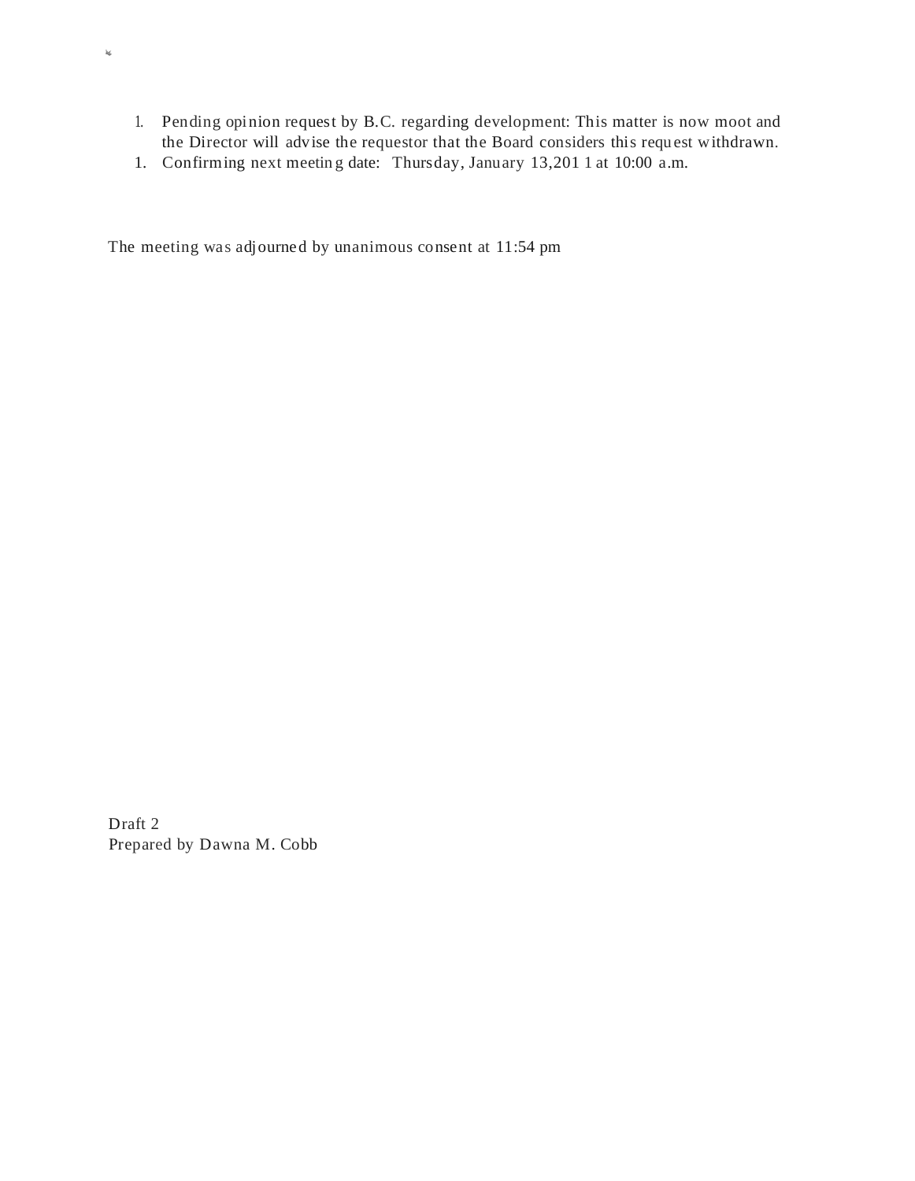1. Pending opinion request by B.C. regarding development: This matter is now moot and the Director will advise the requestor that the Board considers this request withdrawn.
1. Confirming next meeting date: Thursday, January 13,201 1 at 10:00 a.m.

The meeting was adjourned by unanimous consent at 11:54 pm

Draft 2
Prepared by Dawna M. Cobb